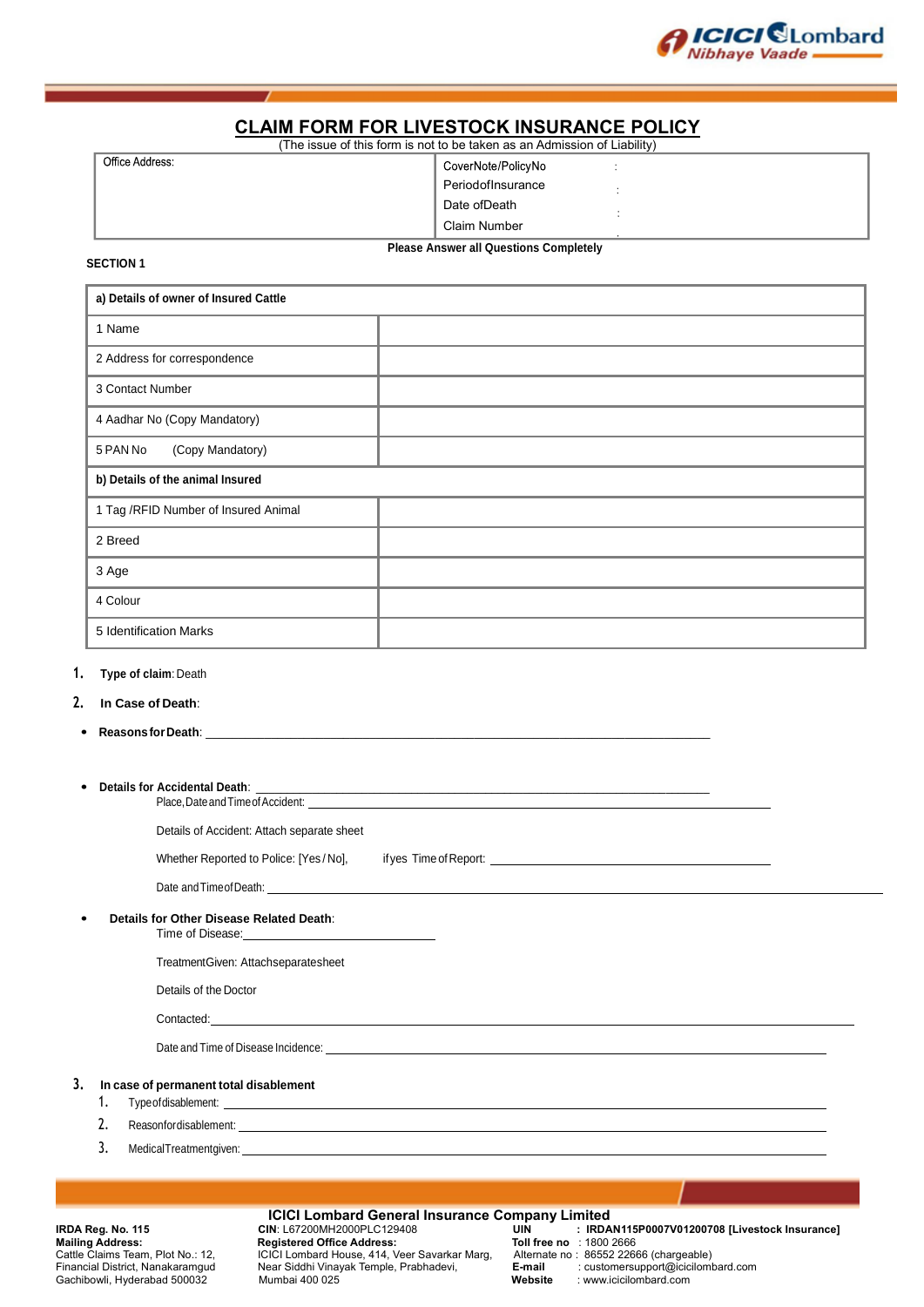ICICI Lombard Nibhaye Vaade

# CLAIM FORM FOR LIVESTOCK INSURANCE POLICY

(The issue of this form is not to be taken as an Admission of Liability)

| Office Address: | CoverNote/PolicyNo : |
|---|---|
| | PeriodofInsurance : |
| | Date ofDeath : |
| | Claim Number : |

**Please Answer all Questions Completely**

**SECTION 1**

| **a) Details of owner of Insured Cattle** | |
|---|---|
| 1 Name | |
| 2 Address for correspondence | |
| 3 Contact Number | |
| 4 Aadhar No (Copy Mandatory) | |
| 5 PAN No (Copy Mandatory) | |
| **b) Details of the animal Insured** | |
| 1 Tag /RFID Number of Insured Animal | |
| 2 Breed | |
| 3 Age | |
| 4 Colour | |
| 5 Identification Marks | |

1. **Type of claim**: Death
2. **In Case of Death**:

- **Reasons for Death**: ______________________________

- **Details for Accidental Death**: ______________________________

  Place, Date and Time of Accident: ______________________________

  Details of Accident: Attach separate sheet

  Whether Reported to Police: [Yes / No], if yes Time of Report: ______________________________

  Date and Time of Death: ______________________________

- **Details for Other Disease Related Death**:

  Time of Disease: ______________________________

  TreatmentGiven: Attachseparatesheet

  Details of the Doctor

  Contacted: ______________________________

  Date and Time of Disease Incidence: ______________________________

3. **In case of permanent total disablement**
   1. Typeofdisablement: ______________________________
   2. Reasonfordisablement: ______________________________
   3. MedicalTreatmentgiven: ______________________________

**ICICI Lombard General Insurance Company Limited**

**IRDA Reg. No. 115**
**Mailing Address:**
Cattle Claims Team, Plot No.: 12,
Financial District, Nanakaramgud
Gachibowli, Hyderabad 500032

**CIN**: L67200MH2000PLC129408
**Registered Office Address:**
ICICI Lombard House, 414, Veer Savarkar Marg,
Near Siddhi Vinayak Temple, Prabhadevi,
Mumbai 400 025

**UIN** : **IRDAN115P0007V01200708 [Livestock Insurance]**
**Toll free no** : 1800 2666
Alternate no : 86552 22666 (chargeable)
**E-mail** : customersupport@icicilombard.com
**Website** : www.icicilombard.com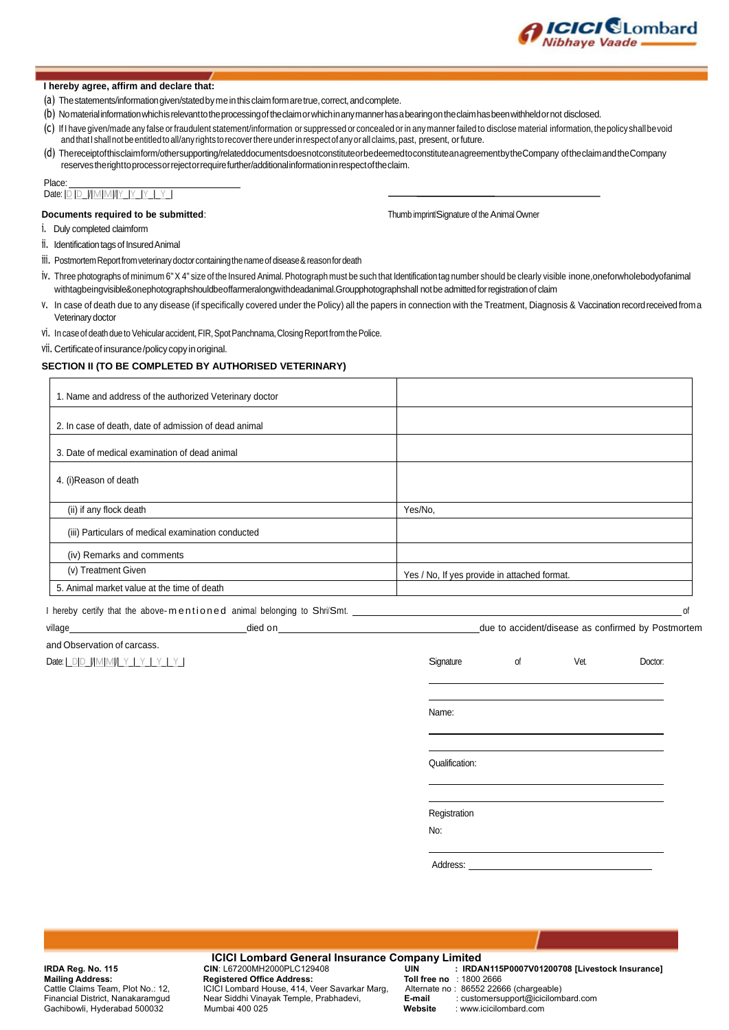**I hereby agree, affirm and declare that:**

(a) The statements/information given/stated by me in this claim form are true, correct, and complete.

(b) No material information which is relevant to the processing of the claim or which in any manner has a bearing on the claim has been withheld or not disclosed.

(c) If I have given/made any false or fraudulent statement/information or suppressed or concealed or in any manner failed to disclose material information, the policy shall be void and that I shall not be entitled to all/any rights to recover there under in respect of any or all claims, past, present, or future.

(d) The receipt of this claim form/other supporting/related documents does not constitute or be deemed to constitute an agreement by the Company of the claim and the Company reserves the right to process or reject or require further/additional information in respect of the claim.

Place: ________________________

Date: |D |D_|/|M|M|/|Y_|Y_|Y_|Y_|

Thumb imprint/Signature of the Animal Owner

**Documents required to be submitted**:

i. Duly completed claimform

ii. Identification tags of Insured Animal

iii. Postmortem Report from veterinary doctor containing the name of disease & reason for death

iv. Three photographs of minimum 6" X 4" size of the Insured Animal. Photograph must be such that Identification tag number should be clearly visible in one, one for whole body of animal with tag being visible & one photograph should be off armeral along with dead animal. Group photographs shall not be admitted for registration of claim

v. In case of death due to any disease (if specifically covered under the Policy) all the papers in connection with the Treatment, Diagnosis & Vaccination record received from a Veterinary doctor

vi. In case of death due to Vehicular accident, FIR, Spot Panchnama, Closing Report from the Police.

vii. Certificate of insurance /policy copy in original.

**SECTION II (TO BE COMPLETED BY AUTHORISED VETERINARY)**

| | |
|---|---|
| 1. Name and address of the authorized Veterinary doctor | |
| 2. In case of death, date of admission of dead animal | |
| 3. Date of medical examination of dead animal | |
| 4. (i)Reason of death | |
| (ii) if any flock death | Yes/No, |
| (iii) Particulars of medical examination conducted | |
| (iv) Remarks and comments | |
| (v) Treatment Given | Yes / No, If yes provide in attached format. |
| 5. Animal market value at the time of death | |

I hereby certify that the above-mentioned animal belonging to Shri/Smt. ________________________ of village________________ died on ________________ due to accident/disease as confirmed by Postmortem and Observation of carcass.

Date: |_D|D_|/|M|M|/|_Y_|_Y_|_Y_|_Y_|

Signature of Vet. Doctor: ________________________

Name: ________________________

Qualification: ________________________

Registration No: ________________________

Address: ________________________

**ICICI Lombard General Insurance Company Limited**

**IRDA Reg. No. 115**
**Mailing Address:**
Cattle Claims Team, Plot No.: 12, Financial District, Nanakaramgud Gachibowli, Hyderabad 500032

**CIN**: L67200MH2000PLC129408
**Registered Office Address:**
ICICI Lombard House, 414, Veer Savarkar Marg, Near Siddhi Vinayak Temple, Prabhadevi, Mumbai 400 025

**UIN** : **IRDAN115P0007V01200708 [Livestock Insurance]**
**Toll free no** : 1800 2666
Alternate no : 86552 22666 (chargeable)
**E-mail** : customersupport@icicilombard.com
**Website** : www.icicilombard.com